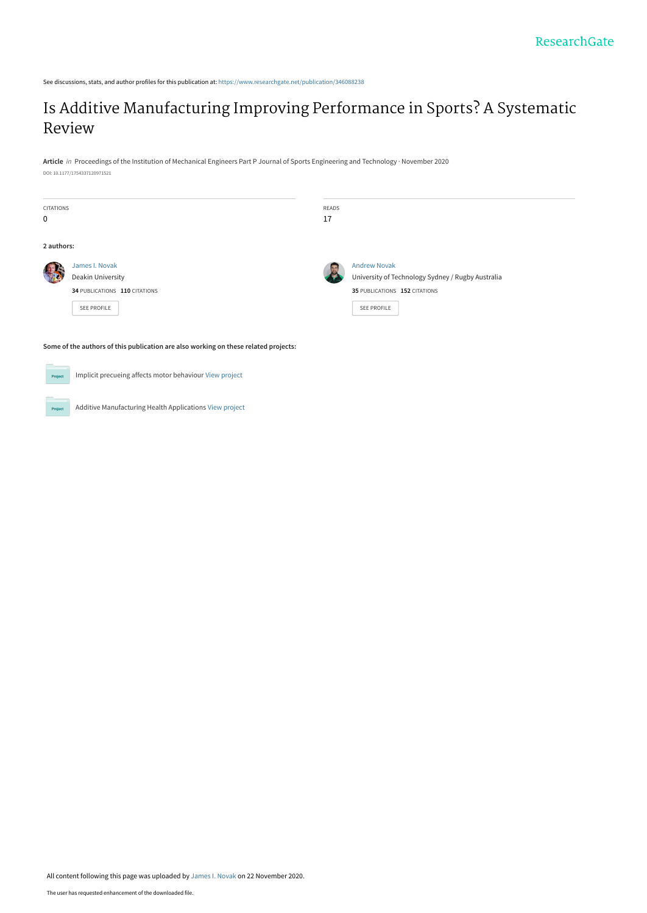ResearchGate

See discussions, stats, and author profiles for this publication at: https://www.researchgate.net/publication/346088238

# Is Additive Manufacturing Improving Performance in Sports? A Systematic Review

**Article** *in* Proceedings of the Institution of Mechanical Engineers Part P Journal of Sports Engineering and Technology · November 2020

DOI: 10.1177/1754337120971521

| CITATIONS | READS |
| --- | --- |
| 0 | 17 |

**2 authors:**

James I. Novak
Deakin University
**34** PUBLICATIONS **110** CITATIONS
SEE PROFILE

Andrew Novak
University of Technology Sydney / Rugby Australia
**35** PUBLICATIONS **152** CITATIONS
SEE PROFILE

**Some of the authors of this publication are also working on these related projects:**

Project: Implicit precueing affects motor behaviour View project

Project: Additive Manufacturing Health Applications View project

All content following this page was uploaded by James I. Novak on 22 November 2020.

The user has requested enhancement of the downloaded file.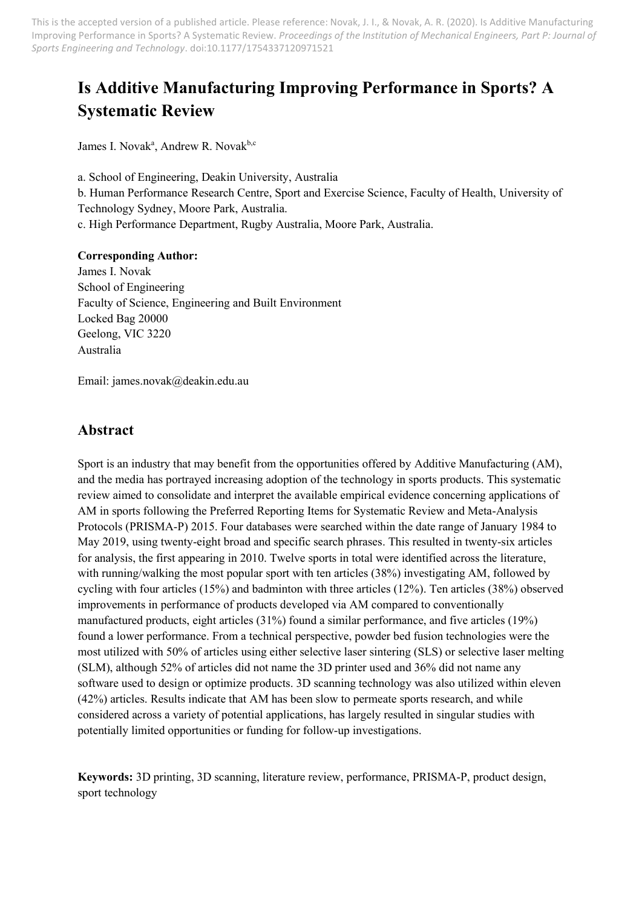This is the accepted version of a published article. Please reference: Novak, J. I., & Novak, A. R. (2020). Is Additive Manufacturing Improving Performance in Sports? A Systematic Review. *Proceedings of the Institution of Mechanical Engineers, Part P: Journal of Sports Engineering and Technology*. doi:10.1177/1754337120971521

# Is Additive Manufacturing Improving Performance in Sports? A Systematic Review

James I. Novak[a], Andrew R. Novak[b,c]

a. School of Engineering, Deakin University, Australia
b. Human Performance Research Centre, Sport and Exercise Science, Faculty of Health, University of Technology Sydney, Moore Park, Australia.
c. High Performance Department, Rugby Australia, Moore Park, Australia.

**Corresponding Author:**
James I. Novak
School of Engineering
Faculty of Science, Engineering and Built Environment
Locked Bag 20000
Geelong, VIC 3220
Australia

Email: james.novak@deakin.edu.au

## Abstract

Sport is an industry that may benefit from the opportunities offered by Additive Manufacturing (AM), and the media has portrayed increasing adoption of the technology in sports products. This systematic review aimed to consolidate and interpret the available empirical evidence concerning applications of AM in sports following the Preferred Reporting Items for Systematic Review and Meta-Analysis Protocols (PRISMA-P) 2015. Four databases were searched within the date range of January 1984 to May 2019, using twenty-eight broad and specific search phrases. This resulted in twenty-six articles for analysis, the first appearing in 2010. Twelve sports in total were identified across the literature, with running/walking the most popular sport with ten articles (38%) investigating AM, followed by cycling with four articles (15%) and badminton with three articles (12%). Ten articles (38%) observed improvements in performance of products developed via AM compared to conventionally manufactured products, eight articles (31%) found a similar performance, and five articles (19%) found a lower performance. From a technical perspective, powder bed fusion technologies were the most utilized with 50% of articles using either selective laser sintering (SLS) or selective laser melting (SLM), although 52% of articles did not name the 3D printer used and 36% did not name any software used to design or optimize products. 3D scanning technology was also utilized within eleven (42%) articles. Results indicate that AM has been slow to permeate sports research, and while considered across a variety of potential applications, has largely resulted in singular studies with potentially limited opportunities or funding for follow-up investigations.

**Keywords:** 3D printing, 3D scanning, literature review, performance, PRISMA-P, product design, sport technology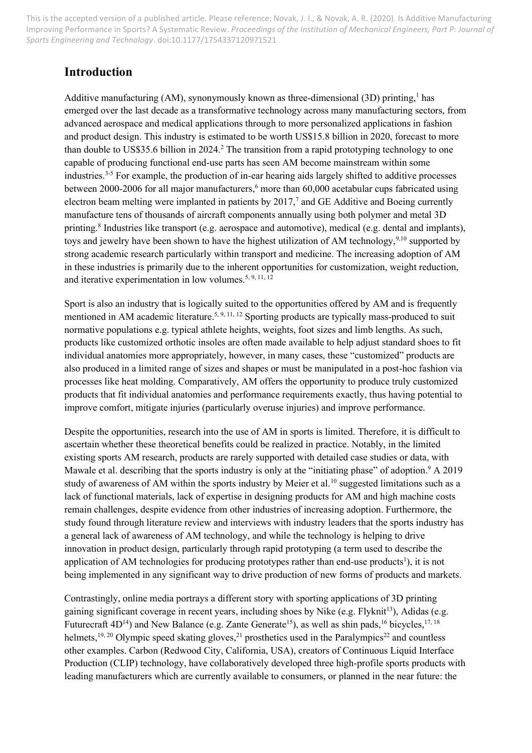## Introduction

Additive manufacturing (AM), synonymously known as three-dimensional (3D) printing,[1] has emerged over the last decade as a transformative technology across many manufacturing sectors, from advanced aerospace and medical applications through to more personalized applications in fashion and product design. This industry is estimated to be worth US$15.8 billion in 2020, forecast to more than double to US$35.6 billion in 2024.[2] The transition from a rapid prototyping technology to one capable of producing functional end-use parts has seen AM become mainstream within some industries.[3-5] For example, the production of in-ear hearing aids largely shifted to additive processes between 2000-2006 for all major manufacturers,[6] more than 60,000 acetabular cups fabricated using electron beam melting were implanted in patients by 2017,[7] and GE Additive and Boeing currently manufacture tens of thousands of aircraft components annually using both polymer and metal 3D printing.[8] Industries like transport (e.g. aerospace and automotive), medical (e.g. dental and implants), toys and jewelry have been shown to have the highest utilization of AM technology,[9,10] supported by strong academic research particularly within transport and medicine. The increasing adoption of AM in these industries is primarily due to the inherent opportunities for customization, weight reduction, and iterative experimentation in low volumes.[5, 9, 11, 12]

Sport is also an industry that is logically suited to the opportunities offered by AM and is frequently mentioned in AM academic literature.[5, 9, 11, 12] Sporting products are typically mass-produced to suit normative populations e.g. typical athlete heights, weights, foot sizes and limb lengths. As such, products like customized orthotic insoles are often made available to help adjust standard shoes to fit individual anatomies more appropriately, however, in many cases, these "customized" products are also produced in a limited range of sizes and shapes or must be manipulated in a post-hoc fashion via processes like heat molding. Comparatively, AM offers the opportunity to produce truly customized products that fit individual anatomies and performance requirements exactly, thus having potential to improve comfort, mitigate injuries (particularly overuse injuries) and improve performance.

Despite the opportunities, research into the use of AM in sports is limited. Therefore, it is difficult to ascertain whether these theoretical benefits could be realized in practice. Notably, in the limited existing sports AM research, products are rarely supported with detailed case studies or data, with Mawale et al. describing that the sports industry is only at the "initiating phase" of adoption.[9] A 2019 study of awareness of AM within the sports industry by Meier et al.[10] suggested limitations such as a lack of functional materials, lack of expertise in designing products for AM and high machine costs remain challenges, despite evidence from other industries of increasing adoption. Furthermore, the study found through literature review and interviews with industry leaders that the sports industry has a general lack of awareness of AM technology, and while the technology is helping to drive innovation in product design, particularly through rapid prototyping (a term used to describe the application of AM technologies for producing prototypes rather than end-use products[1]), it is not being implemented in any significant way to drive production of new forms of products and markets.

Contrastingly, online media portrays a different story with sporting applications of 3D printing gaining significant coverage in recent years, including shoes by Nike (e.g. Flyknit[13]), Adidas (e.g. Futurecraft 4D[14]) and New Balance (e.g. Zante Generate[15]), as well as shin pads,[16] bicycles,[17, 18] helmets,[19, 20] Olympic speed skating gloves,[21] prosthetics used in the Paralympics[22] and countless other examples. Carbon (Redwood City, California, USA), creators of Continuous Liquid Interface Production (CLIP) technology, have collaboratively developed three high-profile sports products with leading manufacturers which are currently available to consumers, or planned in the near future: the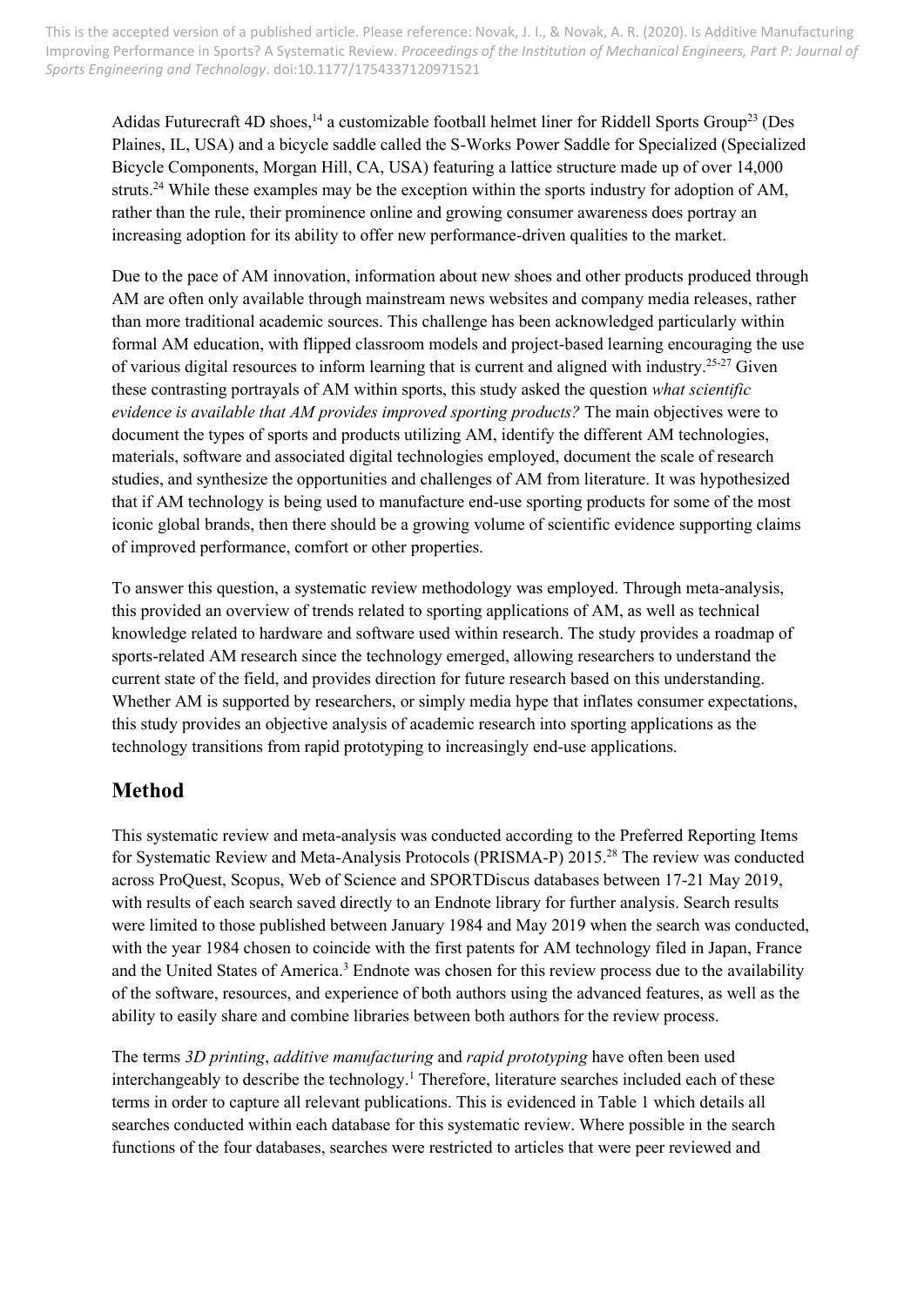Adidas Futurecraft 4D shoes,[14] a customizable football helmet liner for Riddell Sports Group[23] (Des Plaines, IL, USA) and a bicycle saddle called the S-Works Power Saddle for Specialized (Specialized Bicycle Components, Morgan Hill, CA, USA) featuring a lattice structure made up of over 14,000 struts.[24] While these examples may be the exception within the sports industry for adoption of AM, rather than the rule, their prominence online and growing consumer awareness does portray an increasing adoption for its ability to offer new performance-driven qualities to the market.

Due to the pace of AM innovation, information about new shoes and other products produced through AM are often only available through mainstream news websites and company media releases, rather than more traditional academic sources. This challenge has been acknowledged particularly within formal AM education, with flipped classroom models and project-based learning encouraging the use of various digital resources to inform learning that is current and aligned with industry.[25-27] Given these contrasting portrayals of AM within sports, this study asked the question *what scientific evidence is available that AM provides improved sporting products?* The main objectives were to document the types of sports and products utilizing AM, identify the different AM technologies, materials, software and associated digital technologies employed, document the scale of research studies, and synthesize the opportunities and challenges of AM from literature. It was hypothesized that if AM technology is being used to manufacture end-use sporting products for some of the most iconic global brands, then there should be a growing volume of scientific evidence supporting claims of improved performance, comfort or other properties.

To answer this question, a systematic review methodology was employed. Through meta-analysis, this provided an overview of trends related to sporting applications of AM, as well as technical knowledge related to hardware and software used within research. The study provides a roadmap of sports-related AM research since the technology emerged, allowing researchers to understand the current state of the field, and provides direction for future research based on this understanding. Whether AM is supported by researchers, or simply media hype that inflates consumer expectations, this study provides an objective analysis of academic research into sporting applications as the technology transitions from rapid prototyping to increasingly end-use applications.

## Method

This systematic review and meta-analysis was conducted according to the Preferred Reporting Items for Systematic Review and Meta-Analysis Protocols (PRISMA-P) 2015.[28] The review was conducted across ProQuest, Scopus, Web of Science and SPORTDiscus databases between 17-21 May 2019, with results of each search saved directly to an Endnote library for further analysis. Search results were limited to those published between January 1984 and May 2019 when the search was conducted, with the year 1984 chosen to coincide with the first patents for AM technology filed in Japan, France and the United States of America.[3] Endnote was chosen for this review process due to the availability of the software, resources, and experience of both authors using the advanced features, as well as the ability to easily share and combine libraries between both authors for the review process.

The terms *3D printing*, *additive manufacturing* and *rapid prototyping* have often been used interchangeably to describe the technology.[1] Therefore, literature searches included each of these terms in order to capture all relevant publications. This is evidenced in Table 1 which details all searches conducted within each database for this systematic review. Where possible in the search functions of the four databases, searches were restricted to articles that were peer reviewed and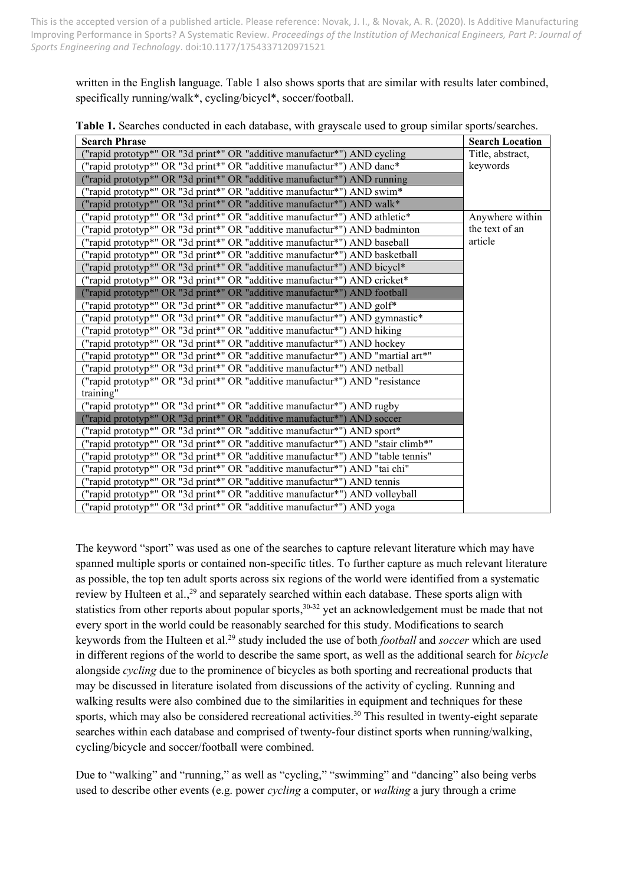written in the English language. Table 1 also shows sports that are similar with results later combined, specifically running/walk*, cycling/bicycl*, soccer/football.

**Table 1.** Searches conducted in each database, with grayscale used to group similar sports/searches.

| Search Phrase | Search Location |
|---|---|
| ("rapid prototyp*" OR "3d print*" OR "additive manufactur*") AND cycling | Title, abstract, keywords |
| ("rapid prototyp*" OR "3d print*" OR "additive manufactur*") AND danc* | |
| ("rapid prototyp*" OR "3d print*" OR "additive manufactur*") AND running | |
| ("rapid prototyp*" OR "3d print*" OR "additive manufactur*") AND swim* | |
| ("rapid prototyp*" OR "3d print*" OR "additive manufactur*") AND walk* | |
| ("rapid prototyp*" OR "3d print*" OR "additive manufactur*") AND athletic* | Anywhere within the text of an article |
| ("rapid prototyp*" OR "3d print*" OR "additive manufactur*") AND badminton | |
| ("rapid prototyp*" OR "3d print*" OR "additive manufactur*") AND baseball | |
| ("rapid prototyp*" OR "3d print*" OR "additive manufactur*") AND basketball | |
| ("rapid prototyp*" OR "3d print*" OR "additive manufactur*") AND bicycl* | |
| ("rapid prototyp*" OR "3d print*" OR "additive manufactur*") AND cricket* | |
| ("rapid prototyp*" OR "3d print*" OR "additive manufactur*") AND football | |
| ("rapid prototyp*" OR "3d print*" OR "additive manufactur*") AND golf* | |
| ("rapid prototyp*" OR "3d print*" OR "additive manufactur*") AND gymnastic* | |
| ("rapid prototyp*" OR "3d print*" OR "additive manufactur*") AND hiking | |
| ("rapid prototyp*" OR "3d print*" OR "additive manufactur*") AND hockey | |
| ("rapid prototyp*" OR "3d print*" OR "additive manufactur*") AND "martial art*" | |
| ("rapid prototyp*" OR "3d print*" OR "additive manufactur*") AND netball | |
| ("rapid prototyp*" OR "3d print*" OR "additive manufactur*") AND "resistance training" | |
| ("rapid prototyp*" OR "3d print*" OR "additive manufactur*") AND rugby | |
| ("rapid prototyp*" OR "3d print*" OR "additive manufactur*") AND soccer | |
| ("rapid prototyp*" OR "3d print*" OR "additive manufactur*") AND sport* | |
| ("rapid prototyp*" OR "3d print*" OR "additive manufactur*") AND "stair climb*" | |
| ("rapid prototyp*" OR "3d print*" OR "additive manufactur*") AND "table tennis" | |
| ("rapid prototyp*" OR "3d print*" OR "additive manufactur*") AND "tai chi" | |
| ("rapid prototyp*" OR "3d print*" OR "additive manufactur*") AND tennis | |
| ("rapid prototyp*" OR "3d print*" OR "additive manufactur*") AND volleyball | |
| ("rapid prototyp*" OR "3d print*" OR "additive manufactur*") AND yoga | |

The keyword "sport" was used as one of the searches to capture relevant literature which may have spanned multiple sports or contained non-specific titles. To further capture as much relevant literature as possible, the top ten adult sports across six regions of the world were identified from a systematic review by Hulteen et al.,[29] and separately searched within each database. These sports align with statistics from other reports about popular sports,[30-32] yet an acknowledgement must be made that not every sport in the world could be reasonably searched for this study. Modifications to search keywords from the Hulteen et al.[29] study included the use of both *football* and *soccer* which are used in different regions of the world to describe the same sport, as well as the additional search for *bicycle* alongside *cycling* due to the prominence of bicycles as both sporting and recreational products that may be discussed in literature isolated from discussions of the activity of cycling. Running and walking results were also combined due to the similarities in equipment and techniques for these sports, which may also be considered recreational activities.[30] This resulted in twenty-eight separate searches within each database and comprised of twenty-four distinct sports when running/walking, cycling/bicycle and soccer/football were combined.

Due to "walking" and "running," as well as "cycling," "swimming" and "dancing" also being verbs used to describe other events (e.g. power *cycling* a computer, or *walking* a jury through a crime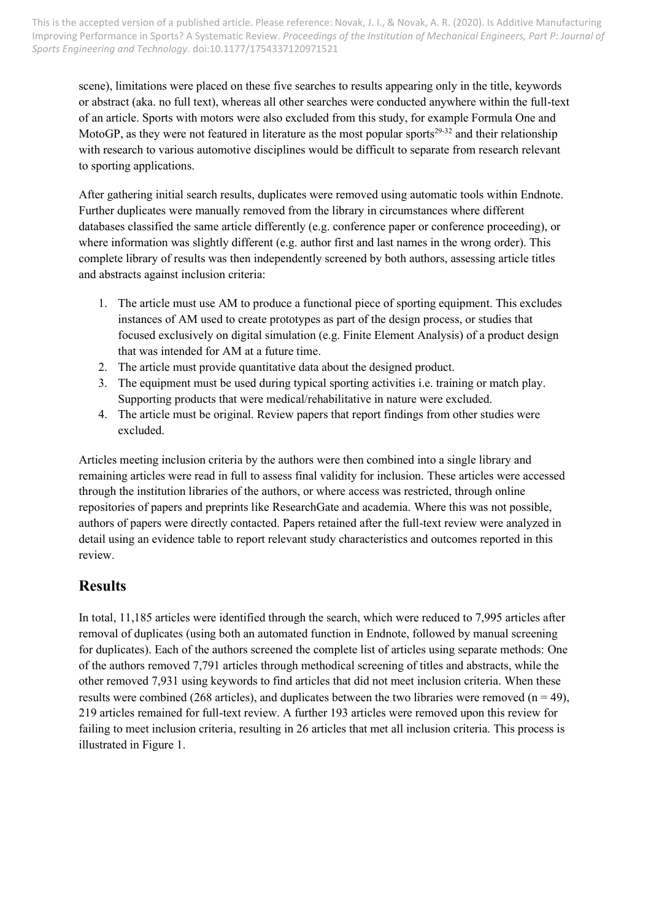scene), limitations were placed on these five searches to results appearing only in the title, keywords or abstract (aka. no full text), whereas all other searches were conducted anywhere within the full-text of an article. Sports with motors were also excluded from this study, for example Formula One and MotoGP, as they were not featured in literature as the most popular sports[29-32] and their relationship with research to various automotive disciplines would be difficult to separate from research relevant to sporting applications.

After gathering initial search results, duplicates were removed using automatic tools within Endnote. Further duplicates were manually removed from the library in circumstances where different databases classified the same article differently (e.g. conference paper or conference proceeding), or where information was slightly different (e.g. author first and last names in the wrong order). This complete library of results was then independently screened by both authors, assessing article titles and abstracts against inclusion criteria:

1. The article must use AM to produce a functional piece of sporting equipment. This excludes instances of AM used to create prototypes as part of the design process, or studies that focused exclusively on digital simulation (e.g. Finite Element Analysis) of a product design that was intended for AM at a future time.
2. The article must provide quantitative data about the designed product.
3. The equipment must be used during typical sporting activities i.e. training or match play. Supporting products that were medical/rehabilitative in nature were excluded.
4. The article must be original. Review papers that report findings from other studies were excluded.

Articles meeting inclusion criteria by the authors were then combined into a single library and remaining articles were read in full to assess final validity for inclusion. These articles were accessed through the institution libraries of the authors, or where access was restricted, through online repositories of papers and preprints like ResearchGate and academia. Where this was not possible, authors of papers were directly contacted. Papers retained after the full-text review were analyzed in detail using an evidence table to report relevant study characteristics and outcomes reported in this review.

## Results

In total, 11,185 articles were identified through the search, which were reduced to 7,995 articles after removal of duplicates (using both an automated function in Endnote, followed by manual screening for duplicates). Each of the authors screened the complete list of articles using separate methods: One of the authors removed 7,791 articles through methodical screening of titles and abstracts, while the other removed 7,931 using keywords to find articles that did not meet inclusion criteria. When these results were combined (268 articles), and duplicates between the two libraries were removed ($n = 49$), 219 articles remained for full-text review. A further 193 articles were removed upon this review for failing to meet inclusion criteria, resulting in 26 articles that met all inclusion criteria. This process is illustrated in Figure 1.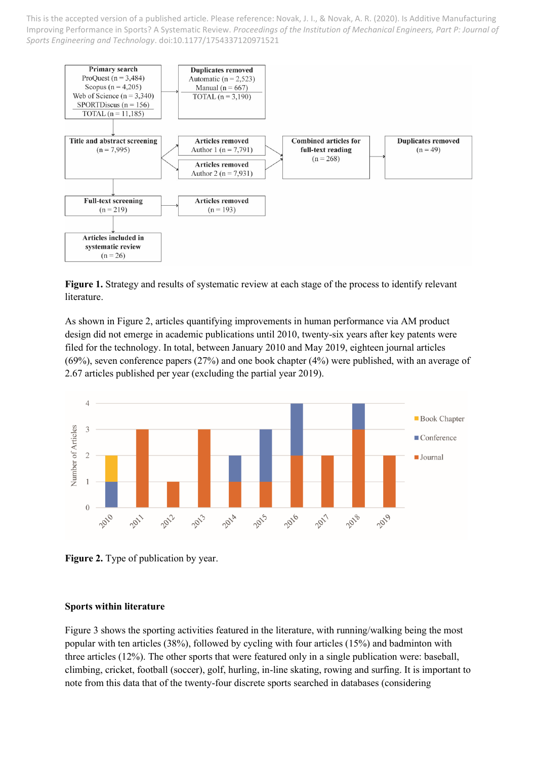**Figure 1.** Strategy and results of systematic review at each stage of the process to identify relevant literature.

As shown in Figure 2, articles quantifying improvements in human performance via AM product design did not emerge in academic publications until 2010, twenty-six years after key patents were filed for the technology. In total, between January 2010 and May 2019, eighteen journal articles (69%), seven conference papers (27%) and one book chapter (4%) were published, with an average of 2.67 articles published per year (excluding the partial year 2019).

**Figure 2.** Type of publication by year.

### Sports within literature

Figure 3 shows the sporting activities featured in the literature, with running/walking being the most popular with ten articles (38%), followed by cycling with four articles (15%) and badminton with three articles (12%). The other sports that were featured only in a single publication were: baseball, climbing, cricket, football (soccer), golf, hurling, in-line skating, rowing and surfing. It is important to note from this data that of the twenty-four discrete sports searched in databases (considering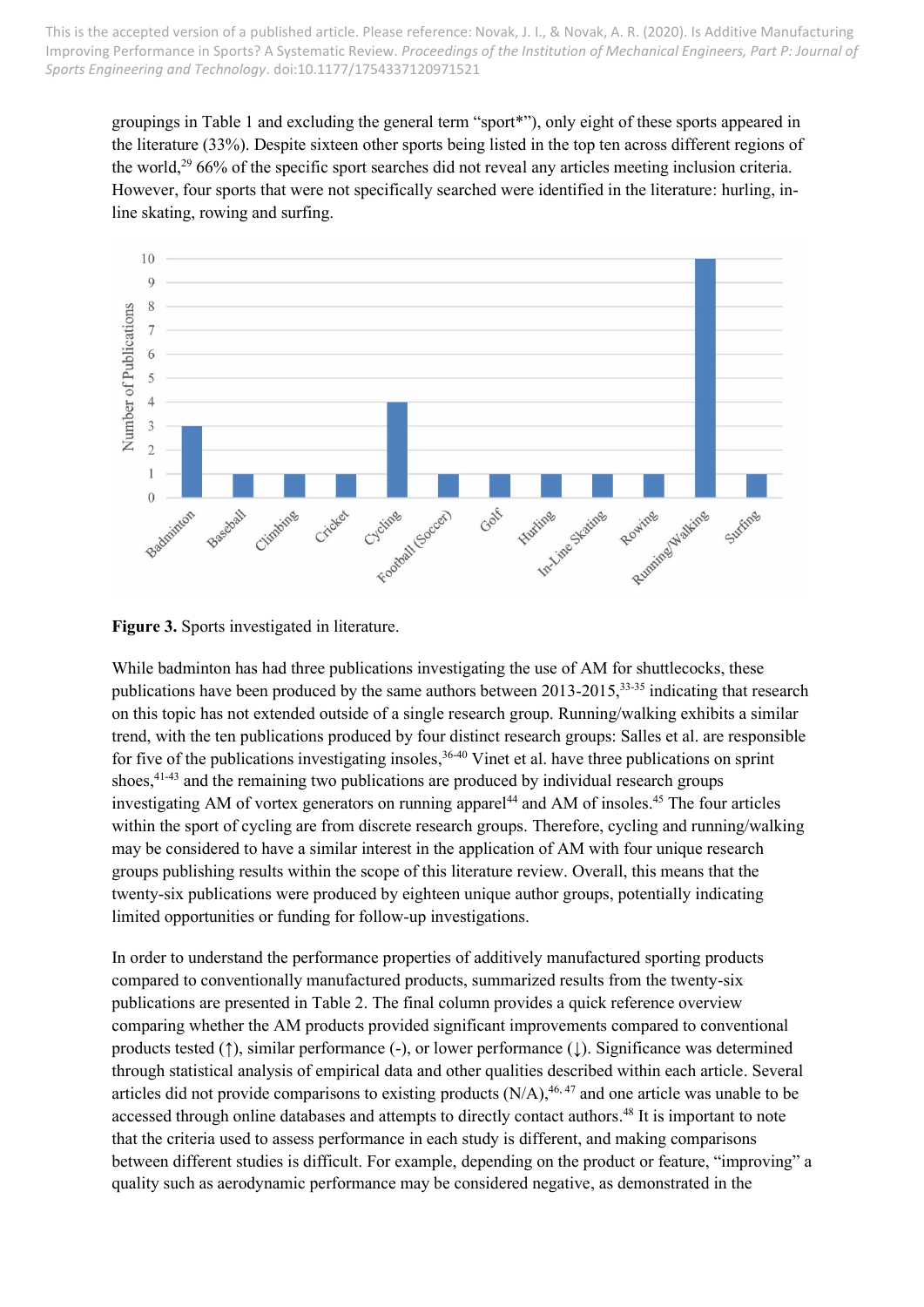groupings in Table 1 and excluding the general term "sport*"), only eight of these sports appeared in the literature (33%). Despite sixteen other sports being listed in the top ten across different regions of the world,[29] 66% of the specific sport searches did not reveal any articles meeting inclusion criteria. However, four sports that were not specifically searched were identified in the literature: hurling, in-line skating, rowing and surfing.

**Figure 3.** Sports investigated in literature.

While badminton has had three publications investigating the use of AM for shuttlecocks, these publications have been produced by the same authors between 2013-2015,[33-35] indicating that research on this topic has not extended outside of a single research group. Running/walking exhibits a similar trend, with the ten publications produced by four distinct research groups: Salles et al. are responsible for five of the publications investigating insoles,[36-40] Vinet et al. have three publications on sprint shoes,[41-43] and the remaining two publications are produced by individual research groups investigating AM of vortex generators on running apparel[44] and AM of insoles.[45] The four articles within the sport of cycling are from discrete research groups. Therefore, cycling and running/walking may be considered to have a similar interest in the application of AM with four unique research groups publishing results within the scope of this literature review. Overall, this means that the twenty-six publications were produced by eighteen unique author groups, potentially indicating limited opportunities or funding for follow-up investigations.

In order to understand the performance properties of additively manufactured sporting products compared to conventionally manufactured products, summarized results from the twenty-six publications are presented in Table 2. The final column provides a quick reference overview comparing whether the AM products provided significant improvements compared to conventional products tested (↑), similar performance (-), or lower performance (↓). Significance was determined through statistical analysis of empirical data and other qualities described within each article. Several articles did not provide comparisons to existing products (N/A),[46, 47] and one article was unable to be accessed through online databases and attempts to directly contact authors.[48] It is important to note that the criteria used to assess performance in each study is different, and making comparisons between different studies is difficult. For example, depending on the product or feature, "improving" a quality such as aerodynamic performance may be considered negative, as demonstrated in the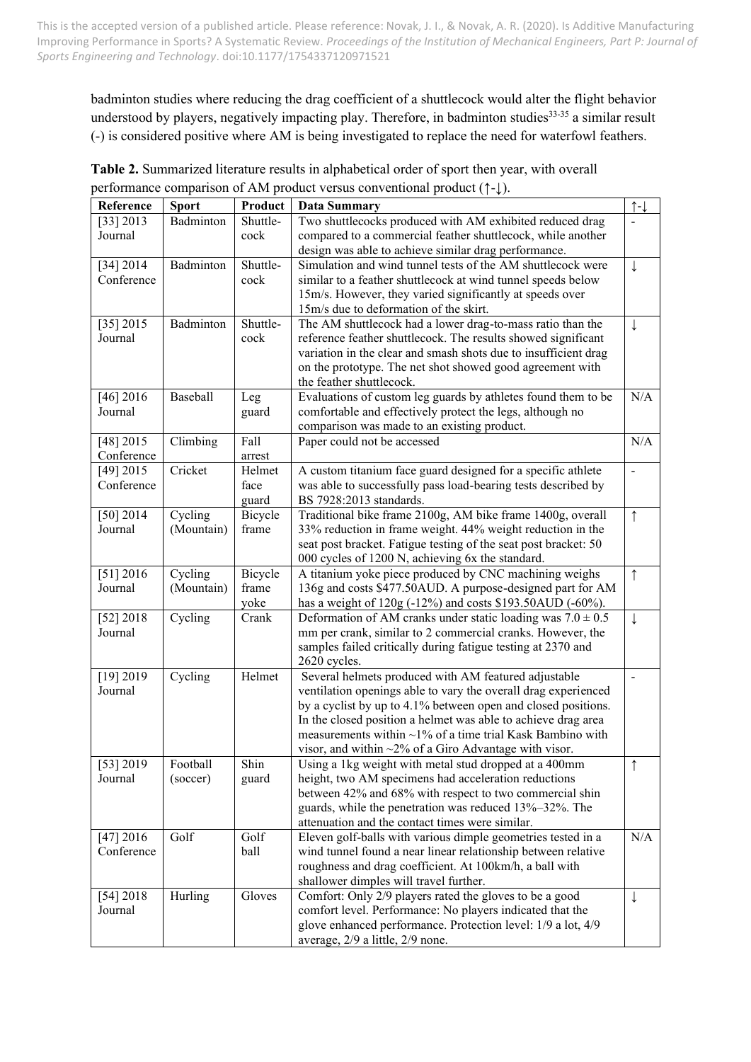badminton studies where reducing the drag coefficient of a shuttlecock would alter the flight behavior understood by players, negatively impacting play. Therefore, in badminton studies[33-35] a similar result (-) is considered positive where AM is being investigated to replace the need for waterfowl feathers.

**Table 2.** Summarized literature results in alphabetical order of sport then year, with overall performance comparison of AM product versus conventional product (↑-↓).

| Reference | Sport | Product | Data Summary | ↑-↓ |
|---|---|---|---|---|
| [33] 2013 Journal | Badminton | Shuttle-cock | Two shuttlecocks produced with AM exhibited reduced drag compared to a commercial feather shuttlecock, while another design was able to achieve similar drag performance. | - |
| [34] 2014 Conference | Badminton | Shuttle-cock | Simulation and wind tunnel tests of the AM shuttlecock were similar to a feather shuttlecock at wind tunnel speeds below 15m/s. However, they varied significantly at speeds over 15m/s due to deformation of the skirt. | ↓ |
| [35] 2015 Journal | Badminton | Shuttle-cock | The AM shuttlecock had a lower drag-to-mass ratio than the reference feather shuttlecock. The results showed significant variation in the clear and smash shots due to insufficient drag on the prototype. The net shot showed good agreement with the feather shuttlecock. | ↓ |
| [46] 2016 Journal | Baseball | Leg guard | Evaluations of custom leg guards by athletes found them to be comfortable and effectively protect the legs, although no comparison was made to an existing product. | N/A |
| [48] 2015 Conference | Climbing | Fall arrest | Paper could not be accessed | N/A |
| [49] 2015 Conference | Cricket | Helmet face guard | A custom titanium face guard designed for a specific athlete was able to successfully pass load-bearing tests described by BS 7928:2013 standards. | - |
| [50] 2014 Journal | Cycling (Mountain) | Bicycle frame | Traditional bike frame 2100g, AM bike frame 1400g, overall 33% reduction in frame weight. 44% weight reduction in the seat post bracket. Fatigue testing of the seat post bracket: 50 000 cycles of 1200 N, achieving 6x the standard. | ↑ |
| [51] 2016 Journal | Cycling (Mountain) | Bicycle frame yoke | A titanium yoke piece produced by CNC machining weighs 136g and costs $477.50AUD. A purpose-designed part for AM has a weight of 120g (-12%) and costs $193.50AUD (-60%). | ↑ |
| [52] 2018 Journal | Cycling | Crank | Deformation of AM cranks under static loading was $7.0 \pm 0.5$ mm per crank, similar to 2 commercial cranks. However, the samples failed critically during fatigue testing at 2370 and 2620 cycles. | ↓ |
| [19] 2019 Journal | Cycling | Helmet | Several helmets produced with AM featured adjustable ventilation openings able to vary the overall drag experienced by a cyclist by up to 4.1% between open and closed positions. In the closed position a helmet was able to achieve drag area measurements within ~1% of a time trial Kask Bambino with visor, and within ~2% of a Giro Advantage with visor. | - |
| [53] 2019 Journal | Football (soccer) | Shin guard | Using a 1kg weight with metal stud dropped at a 400mm height, two AM specimens had acceleration reductions between 42% and 68% with respect to two commercial shin guards, while the penetration was reduced 13%–32%. The attenuation and the contact times were similar. | ↑ |
| [47] 2016 Conference | Golf | Golf ball | Eleven golf-balls with various dimple geometries tested in a wind tunnel found a near linear relationship between relative roughness and drag coefficient. At 100km/h, a ball with shallower dimples will travel further. | N/A |
| [54] 2018 Journal | Hurling | Gloves | Comfort: Only 2/9 players rated the gloves to be a good comfort level. Performance: No players indicated that the glove enhanced performance. Protection level: 1/9 a lot, 4/9 average, 2/9 a little, 2/9 none. | ↓ |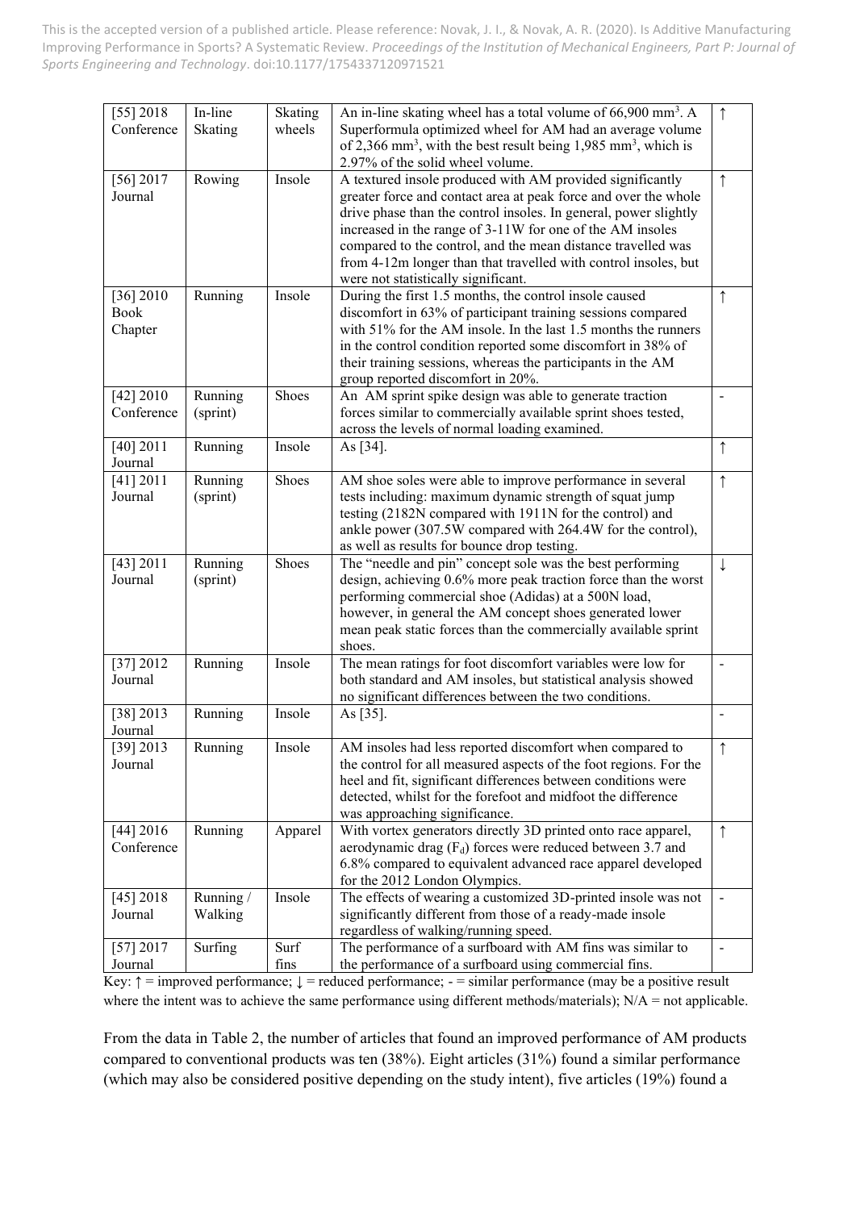| [55] 2018 Conference | In-line Skating | Skating wheels | An in-line skating wheel has a total volume of 66,900 mm$^3$. A Superformula optimized wheel for AM had an average volume of 2,366 mm$^3$, with the best result being 1,985 mm$^3$, which is 2.97% of the solid wheel volume. | ↑ |
|---|---|---|---|---|
| [56] 2017 Journal | Rowing | Insole | A textured insole produced with AM provided significantly greater force and contact area at peak force and over the whole drive phase than the control insoles. In general, power slightly increased in the range of 3-11W for one of the AM insoles compared to the control, and the mean distance travelled was from 4-12m longer than that travelled with control insoles, but were not statistically significant. | ↑ |
| [36] 2010 Book Chapter | Running | Insole | During the first 1.5 months, the control insole caused discomfort in 63% of participant training sessions compared with 51% for the AM insole. In the last 1.5 months the runners in the control condition reported some discomfort in 38% of their training sessions, whereas the participants in the AM group reported discomfort in 20%. | ↑ |
| [42] 2010 Conference | Running (sprint) | Shoes | An AM sprint spike design was able to generate traction forces similar to commercially available sprint shoes tested, across the levels of normal loading examined. | - |
| [40] 2011 Journal | Running | Insole | As [34]. | ↑ |
| [41] 2011 Journal | Running (sprint) | Shoes | AM shoe soles were able to improve performance in several tests including: maximum dynamic strength of squat jump testing (2182N compared with 1911N for the control) and ankle power (307.5W compared with 264.4W for the control), as well as results for bounce drop testing. | ↑ |
| [43] 2011 Journal | Running (sprint) | Shoes | The "needle and pin" concept sole was the best performing design, achieving 0.6% more peak traction force than the worst performing commercial shoe (Adidas) at a 500N load, however, in general the AM concept shoes generated lower mean peak static forces than the commercially available sprint shoes. | ↓ |
| [37] 2012 Journal | Running | Insole | The mean ratings for foot discomfort variables were low for both standard and AM insoles, but statistical analysis showed no significant differences between the two conditions. | - |
| [38] 2013 Journal | Running | Insole | As [35]. | - |
| [39] 2013 Journal | Running | Insole | AM insoles had less reported discomfort when compared to the control for all measured aspects of the foot regions. For the heel and fit, significant differences between conditions were detected, whilst for the forefoot and midfoot the difference was approaching significance. | ↑ |
| [44] 2016 Conference | Running | Apparel | With vortex generators directly 3D printed onto race apparel, aerodynamic drag ($F_d$) forces were reduced between 3.7 and 6.8% compared to equivalent advanced race apparel developed for the 2012 London Olympics. | ↑ |
| [45] 2018 Journal | Running / Walking | Insole | The effects of wearing a customized 3D-printed insole was not significantly different from those of a ready-made insole regardless of walking/running speed. | - |
| [57] 2017 Journal | Surfing | Surf fins | The performance of a surfboard with AM fins was similar to the performance of a surfboard using commercial fins. | - |

Key: ↑ = improved performance; ↓ = reduced performance; - = similar performance (may be a positive result where the intent was to achieve the same performance using different methods/materials); N/A = not applicable.

From the data in Table 2, the number of articles that found an improved performance of AM products compared to conventional products was ten (38%). Eight articles (31%) found a similar performance (which may also be considered positive depending on the study intent), five articles (19%) found a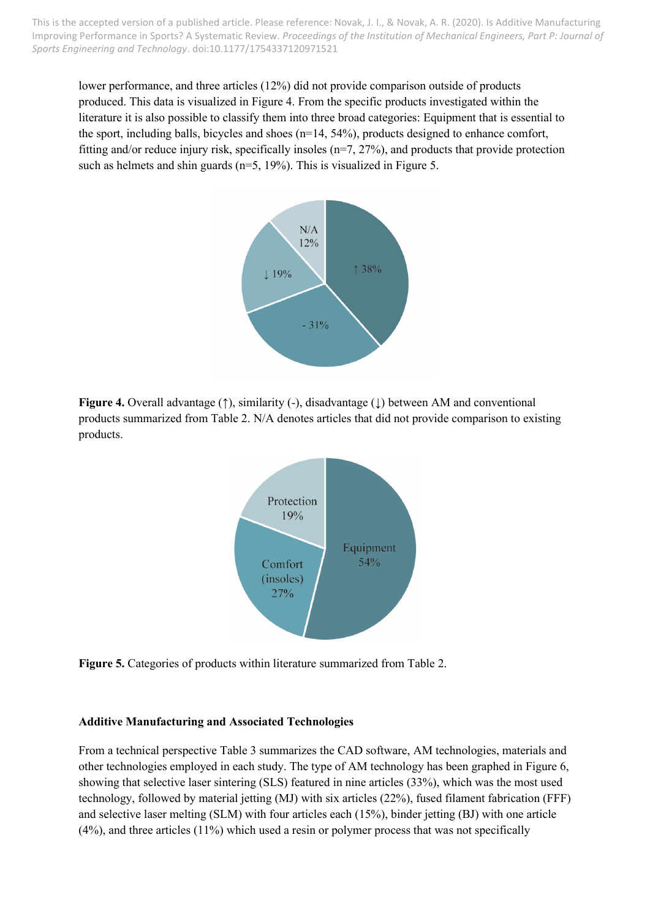lower performance, and three articles (12%) did not provide comparison outside of products produced. This data is visualized in Figure 4. From the specific products investigated within the literature it is also possible to classify them into three broad categories: Equipment that is essential to the sport, including balls, bicycles and shoes (n=14, 54%), products designed to enhance comfort, fitting and/or reduce injury risk, specifically insoles (n=7, 27%), and products that provide protection such as helmets and shin guards (n=5, 19%). This is visualized in Figure 5.

**Figure 4.** Overall advantage (↑), similarity (-), disadvantage (↓) between AM and conventional products summarized from Table 2. N/A denotes articles that did not provide comparison to existing products.

**Figure 5.** Categories of products within literature summarized from Table 2.

**Additive Manufacturing and Associated Technologies**

From a technical perspective Table 3 summarizes the CAD software, AM technologies, materials and other technologies employed in each study. The type of AM technology has been graphed in Figure 6, showing that selective laser sintering (SLS) featured in nine articles (33%), which was the most used technology, followed by material jetting (MJ) with six articles (22%), fused filament fabrication (FFF) and selective laser melting (SLM) with four articles each (15%), binder jetting (BJ) with one article (4%), and three articles (11%) which used a resin or polymer process that was not specifically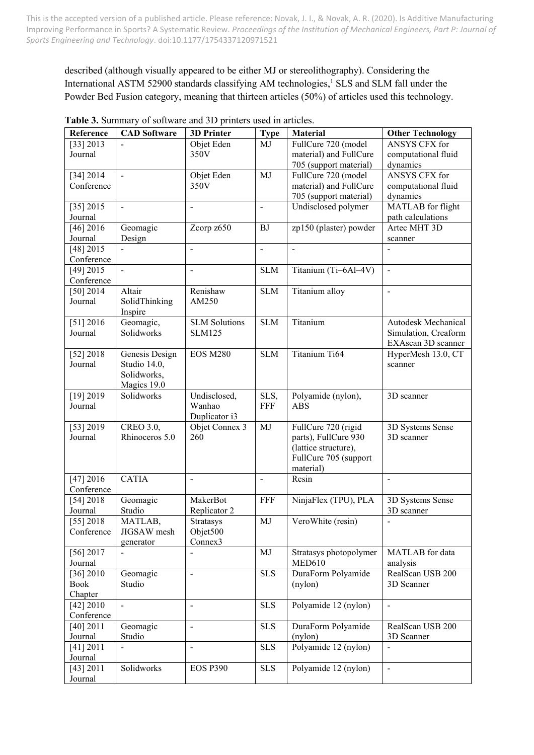described (although visually appeared to be either MJ or stereolithography). Considering the International ASTM 52900 standards classifying AM technologies,[1] SLS and SLM fall under the Powder Bed Fusion category, meaning that thirteen articles (50%) of articles used this technology.

**Table 3.** Summary of software and 3D printers used in articles.

| Reference | CAD Software | 3D Printer | Type | Material | Other Technology |
|---|---|---|---|---|---|
| [33] 2013 Journal | - | Objet Eden 350V | MJ | FullCure 720 (model material) and FullCure 705 (support material) | ANSYS CFX for computational fluid dynamics |
| [34] 2014 Conference | - | Objet Eden 350V | MJ | FullCure 720 (model material) and FullCure 705 (support material) | ANSYS CFX for computational fluid dynamics |
| [35] 2015 Journal | - | - | - | Undisclosed polymer | MATLAB for flight path calculations |
| [46] 2016 Journal | Geomagic Design | Zcorp z650 | BJ | zp150 (plaster) powder | Artec MHT 3D scanner |
| [48] 2015 Conference | - | - | - | - | - |
| [49] 2015 Conference | - | - | SLM | Titanium (Ti–6Al–4V) | - |
| [50] 2014 Journal | Altair SolidThinking Inspire | Renishaw AM250 | SLM | Titanium alloy | - |
| [51] 2016 Journal | Geomagic, Solidworks | SLM Solutions SLM125 | SLM | Titanium | Autodesk Mechanical Simulation, Creaform EXAscan 3D scanner |
| [52] 2018 Journal | Genesis Design Studio 14.0, Solidworks, Magics 19.0 | EOS M280 | SLM | Titanium Ti64 | HyperMesh 13.0, CT scanner |
| [19] 2019 Journal | Solidworks | Undisclosed, Wanhao Duplicator i3 | SLS, FFF | Polyamide (nylon), ABS | 3D scanner |
| [53] 2019 Journal | CREO 3.0, Rhinoceros 5.0 | Objet Connex 3 260 | MJ | FullCure 720 (rigid parts), FullCure 930 (lattice structure), FullCure 705 (support material) | 3D Systems Sense 3D scanner |
| [47] 2016 Conference | CATIA | - | - | Resin | - |
| [54] 2018 Journal | Geomagic Studio | MakerBot Replicator 2 | FFF | NinjaFlex (TPU), PLA | 3D Systems Sense 3D scanner |
| [55] 2018 Conference | MATLAB, JIGSAW mesh generator | Stratasys Objet500 Connex3 | MJ | VeroWhite (resin) | - |
| [56] 2017 Journal | - | - | MJ | Stratasys photopolymer MED610 | MATLAB for data analysis |
| [36] 2010 Book Chapter | Geomagic Studio | - | SLS | DuraForm Polyamide (nylon) | RealScan USB 200 3D Scanner |
| [42] 2010 Conference | - | - | SLS | Polyamide 12 (nylon) | - |
| [40] 2011 Journal | Geomagic Studio | - | SLS | DuraForm Polyamide (nylon) | RealScan USB 200 3D Scanner |
| [41] 2011 Journal | - | - | SLS | Polyamide 12 (nylon) | - |
| [43] 2011 Journal | Solidworks | EOS P390 | SLS | Polyamide 12 (nylon) | - |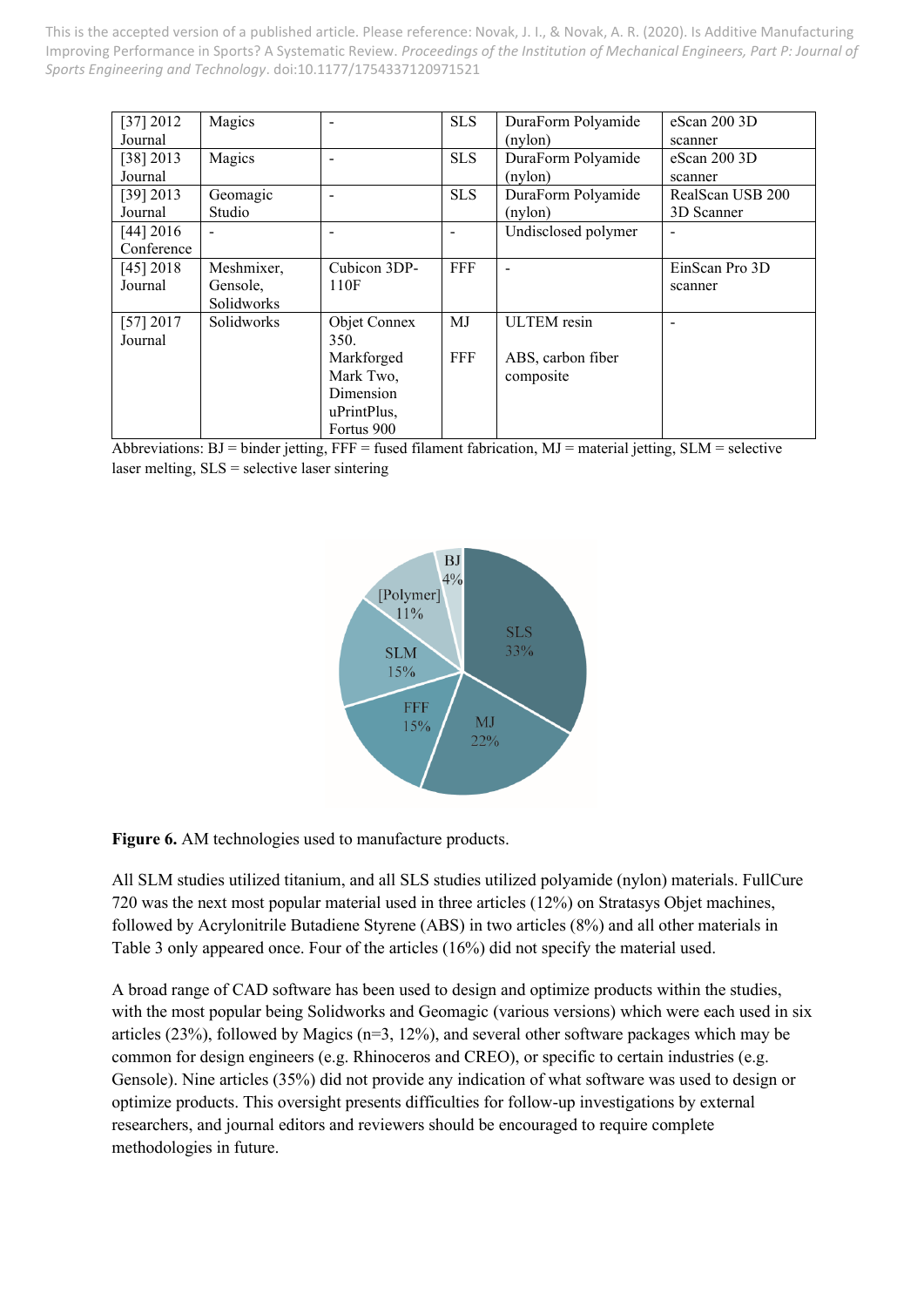| [37] 2012 Journal | Magics | - | SLS | DuraForm Polyamide (nylon) | eScan 200 3D scanner |
|---|---|---|---|---|---|
| [38] 2013 Journal | Magics | - | SLS | DuraForm Polyamide (nylon) | eScan 200 3D scanner |
| [39] 2013 Journal | Geomagic Studio | - | SLS | DuraForm Polyamide (nylon) | RealScan USB 200 3D Scanner |
| [44] 2016 Conference | - | - | - | Undisclosed polymer | - |
| [45] 2018 Journal | Meshmixer, Gensole, Solidworks | Cubicon 3DP-110F | FFF | - | EinScan Pro 3D scanner |
| [57] 2017 Journal | Solidworks | Objet Connex 350. Markforged Mark Two, Dimension uPrintPlus, Fortus 900 | MJ FFF | ULTEM resin ABS, carbon fiber composite | - |

Abbreviations: BJ = binder jetting, FFF = fused filament fabrication, MJ = material jetting, SLM = selective laser melting, SLS = selective laser sintering

**Figure 6.** AM technologies used to manufacture products.

All SLM studies utilized titanium, and all SLS studies utilized polyamide (nylon) materials. FullCure 720 was the next most popular material used in three articles (12%) on Stratasys Objet machines, followed by Acrylonitrile Butadiene Styrene (ABS) in two articles (8%) and all other materials in Table 3 only appeared once. Four of the articles (16%) did not specify the material used.

A broad range of CAD software has been used to design and optimize products within the studies, with the most popular being Solidworks and Geomagic (various versions) which were each used in six articles (23%), followed by Magics (n=3, 12%), and several other software packages which may be common for design engineers (e.g. Rhinoceros and CREO), or specific to certain industries (e.g. Gensole). Nine articles (35%) did not provide any indication of what software was used to design or optimize products. This oversight presents difficulties for follow-up investigations by external researchers, and journal editors and reviewers should be encouraged to require complete methodologies in future.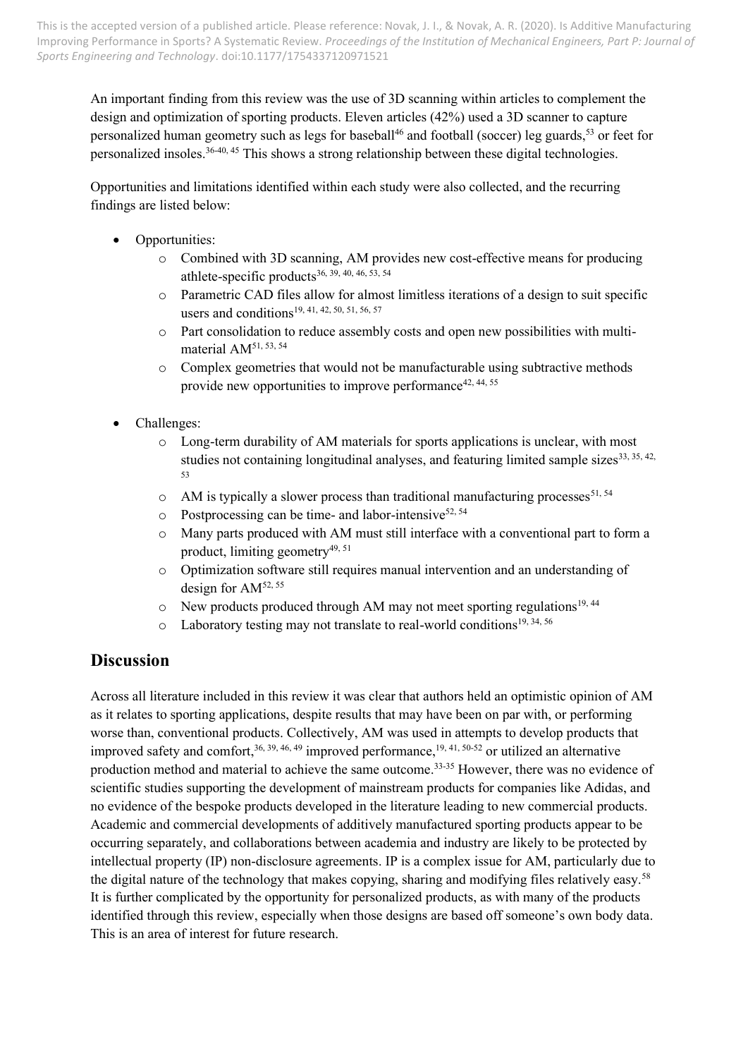An important finding from this review was the use of 3D scanning within articles to complement the design and optimization of sporting products. Eleven articles (42%) used a 3D scanner to capture personalized human geometry such as legs for baseball[46] and football (soccer) leg guards,[53] or feet for personalized insoles.[36-40, 45] This shows a strong relationship between these digital technologies.

Opportunities and limitations identified within each study were also collected, and the recurring findings are listed below:

- Opportunities:
    - Combined with 3D scanning, AM provides new cost-effective means for producing athlete-specific products[36, 39, 40, 46, 53, 54]
    - Parametric CAD files allow for almost limitless iterations of a design to suit specific users and conditions[19, 41, 42, 50, 51, 56, 57]
    - Part consolidation to reduce assembly costs and open new possibilities with multi-material AM[51, 53, 54]
    - Complex geometries that would not be manufacturable using subtractive methods provide new opportunities to improve performance[42, 44, 55]
- Challenges:
    - Long-term durability of AM materials for sports applications is unclear, with most studies not containing longitudinal analyses, and featuring limited sample sizes[33, 35, 42, 53]
    - AM is typically a slower process than traditional manufacturing processes[51, 54]
    - Postprocessing can be time- and labor-intensive[52, 54]
    - Many parts produced with AM must still interface with a conventional part to form a product, limiting geometry[49, 51]
    - Optimization software still requires manual intervention and an understanding of design for AM[52, 55]
    - New products produced through AM may not meet sporting regulations[19, 44]
    - Laboratory testing may not translate to real-world conditions[19, 34, 56]

## Discussion

Across all literature included in this review it was clear that authors held an optimistic opinion of AM as it relates to sporting applications, despite results that may have been on par with, or performing worse than, conventional products. Collectively, AM was used in attempts to develop products that improved safety and comfort,[36, 39, 46, 49] improved performance,[19, 41, 50-52] or utilized an alternative production method and material to achieve the same outcome.[33-35] However, there was no evidence of scientific studies supporting the development of mainstream products for companies like Adidas, and no evidence of the bespoke products developed in the literature leading to new commercial products. Academic and commercial developments of additively manufactured sporting products appear to be occurring separately, and collaborations between academia and industry are likely to be protected by intellectual property (IP) non-disclosure agreements. IP is a complex issue for AM, particularly due to the digital nature of the technology that makes copying, sharing and modifying files relatively easy.[58] It is further complicated by the opportunity for personalized products, as with many of the products identified through this review, especially when those designs are based off someone's own body data. This is an area of interest for future research.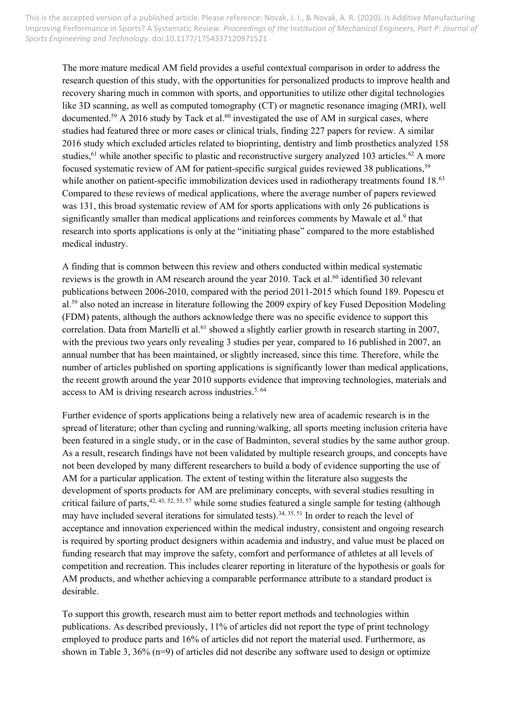The more mature medical AM field provides a useful contextual comparison in order to address the research question of this study, with the opportunities for personalized products to improve health and recovery sharing much in common with sports, and opportunities to utilize other digital technologies like 3D scanning, as well as computed tomography (CT) or magnetic resonance imaging (MRI), well documented.[59] A 2016 study by Tack et al.[60] investigated the use of AM in surgical cases, where studies had featured three or more cases or clinical trials, finding 227 papers for review. A similar 2016 study which excluded articles related to bioprinting, dentistry and limb prosthetics analyzed 158 studies,[61] while another specific to plastic and reconstructive surgery analyzed 103 articles.[62] A more focused systematic review of AM for patient-specific surgical guides reviewed 38 publications,[59] while another on patient-specific immobilization devices used in radiotherapy treatments found 18.[63] Compared to these reviews of medical applications, where the average number of papers reviewed was 131, this broad systematic review of AM for sports applications with only 26 publications is significantly smaller than medical applications and reinforces comments by Mawale et al.[9] that research into sports applications is only at the "initiating phase" compared to the more established medical industry.

A finding that is common between this review and others conducted within medical systematic reviews is the growth in AM research around the year 2010. Tack et al.[60] identified 30 relevant publications between 2006-2010, compared with the period 2011-2015 which found 189. Popescu et al.[59] also noted an increase in literature following the 2009 expiry of key Fused Deposition Modeling (FDM) patents, although the authors acknowledge there was no specific evidence to support this correlation. Data from Martelli et al.[61] showed a slightly earlier growth in research starting in 2007, with the previous two years only revealing 3 studies per year, compared to 16 published in 2007, an annual number that has been maintained, or slightly increased, since this time. Therefore, while the number of articles published on sporting applications is significantly lower than medical applications, the recent growth around the year 2010 supports evidence that improving technologies, materials and access to AM is driving research across industries.[5, 64]

Further evidence of sports applications being a relatively new area of academic research is in the spread of literature; other than cycling and running/walking, all sports meeting inclusion criteria have been featured in a single study, or in the case of Badminton, several studies by the same author group. As a result, research findings have not been validated by multiple research groups, and concepts have not been developed by many different researchers to build a body of evidence supporting the use of AM for a particular application. The extent of testing within the literature also suggests the development of sports products for AM are preliminary concepts, with several studies resulting in critical failure of parts,[42, 43, 52, 53, 57] while some studies featured a single sample for testing (although may have included several iterations for simulated tests).[34, 35, 51] In order to reach the level of acceptance and innovation experienced within the medical industry, consistent and ongoing research is required by sporting product designers within academia and industry, and value must be placed on funding research that may improve the safety, comfort and performance of athletes at all levels of competition and recreation. This includes clearer reporting in literature of the hypothesis or goals for AM products, and whether achieving a comparable performance attribute to a standard product is desirable.

To support this growth, research must aim to better report methods and technologies within publications. As described previously, 11% of articles did not report the type of print technology employed to produce parts and 16% of articles did not report the material used. Furthermore, as shown in Table 3, 36% (n=9) of articles did not describe any software used to design or optimize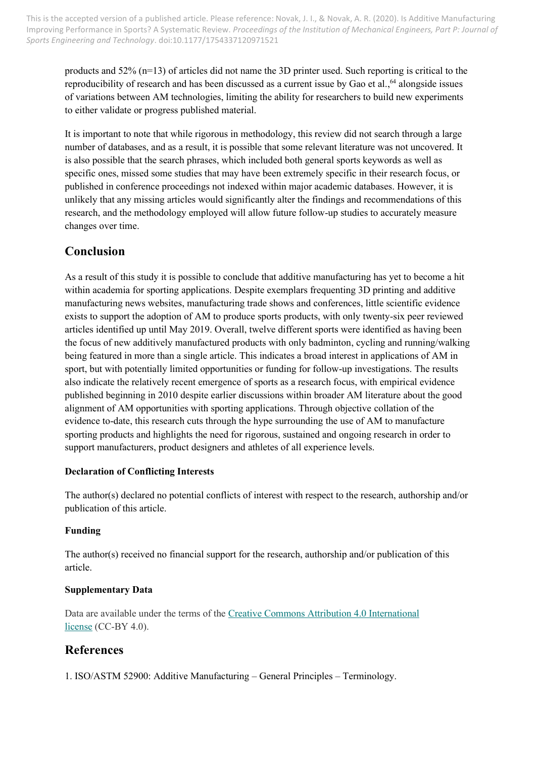products and 52% (n=13) of articles did not name the 3D printer used. Such reporting is critical to the reproducibility of research and has been discussed as a current issue by Gao et al.,[64] alongside issues of variations between AM technologies, limiting the ability for researchers to build new experiments to either validate or progress published material.

It is important to note that while rigorous in methodology, this review did not search through a large number of databases, and as a result, it is possible that some relevant literature was not uncovered. It is also possible that the search phrases, which included both general sports keywords as well as specific ones, missed some studies that may have been extremely specific in their research focus, or published in conference proceedings not indexed within major academic databases. However, it is unlikely that any missing articles would significantly alter the findings and recommendations of this research, and the methodology employed will allow future follow-up studies to accurately measure changes over time.

## Conclusion

As a result of this study it is possible to conclude that additive manufacturing has yet to become a hit within academia for sporting applications. Despite exemplars frequenting 3D printing and additive manufacturing news websites, manufacturing trade shows and conferences, little scientific evidence exists to support the adoption of AM to produce sports products, with only twenty-six peer reviewed articles identified up until May 2019. Overall, twelve different sports were identified as having been the focus of new additively manufactured products with only badminton, cycling and running/walking being featured in more than a single article. This indicates a broad interest in applications of AM in sport, but with potentially limited opportunities or funding for follow-up investigations. The results also indicate the relatively recent emergence of sports as a research focus, with empirical evidence published beginning in 2010 despite earlier discussions within broader AM literature about the good alignment of AM opportunities with sporting applications. Through objective collation of the evidence to-date, this research cuts through the hype surrounding the use of AM to manufacture sporting products and highlights the need for rigorous, sustained and ongoing research in order to support manufacturers, product designers and athletes of all experience levels.

### Declaration of Conflicting Interests

The author(s) declared no potential conflicts of interest with respect to the research, authorship and/or publication of this article.

### Funding

The author(s) received no financial support for the research, authorship and/or publication of this article.

### Supplementary Data

Data are available under the terms of the Creative Commons Attribution 4.0 International license (CC-BY 4.0).

## References

1. ISO/ASTM 52900: Additive Manufacturing – General Principles – Terminology.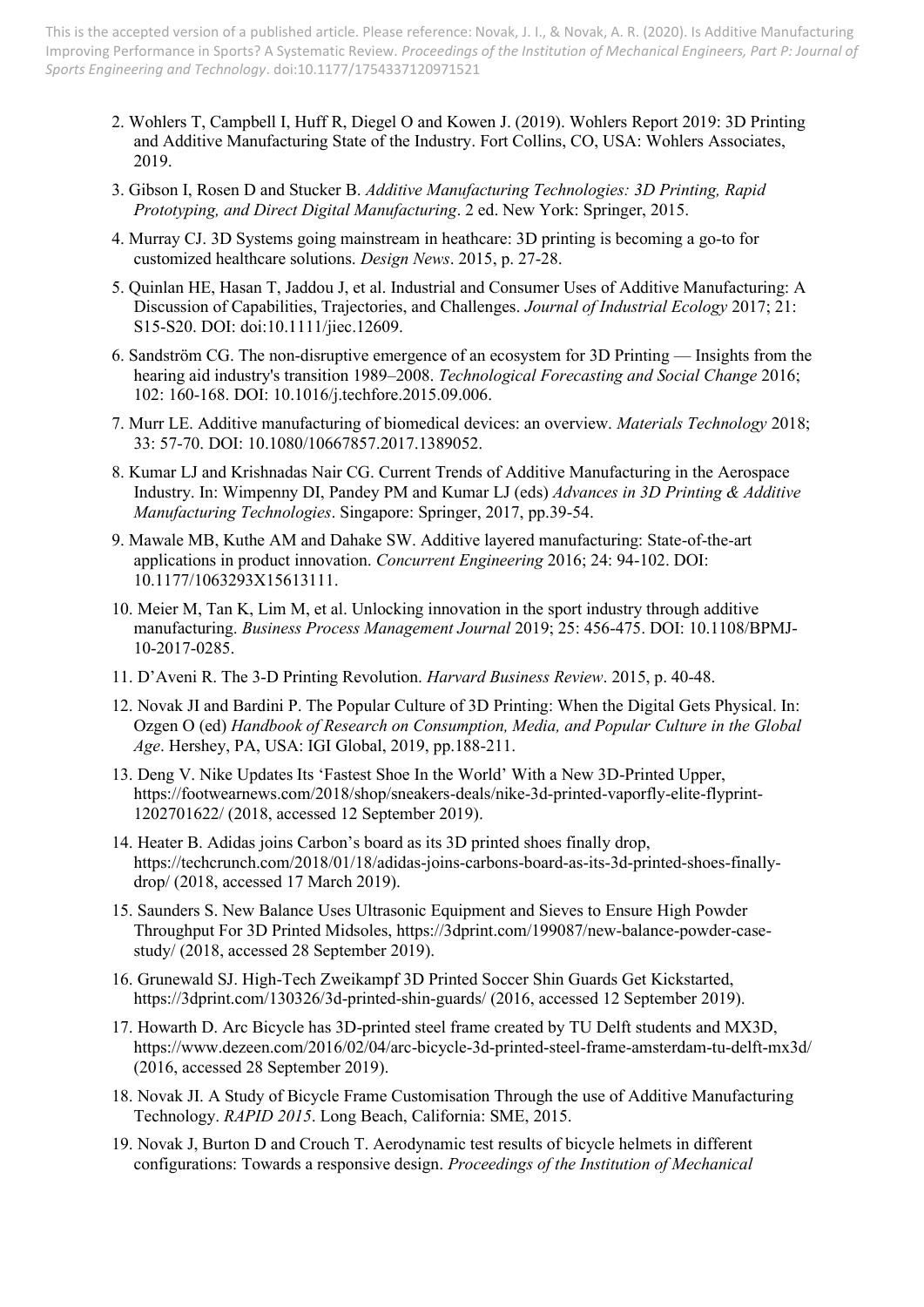2. Wohlers T, Campbell I, Huff R, Diegel O and Kowen J. (2019). Wohlers Report 2019: 3D Printing and Additive Manufacturing State of the Industry. Fort Collins, CO, USA: Wohlers Associates, 2019.

3. Gibson I, Rosen D and Stucker B. *Additive Manufacturing Technologies: 3D Printing, Rapid Prototyping, and Direct Digital Manufacturing*. 2 ed. New York: Springer, 2015.

4. Murray CJ. 3D Systems going mainstream in heathcare: 3D printing is becoming a go-to for customized healthcare solutions. *Design News*. 2015, p. 27-28.

5. Quinlan HE, Hasan T, Jaddou J, et al. Industrial and Consumer Uses of Additive Manufacturing: A Discussion of Capabilities, Trajectories, and Challenges. *Journal of Industrial Ecology* 2017; 21: S15-S20. DOI: doi:10.1111/jiec.12609.

6. Sandström CG. The non-disruptive emergence of an ecosystem for 3D Printing — Insights from the hearing aid industry's transition 1989–2008. *Technological Forecasting and Social Change* 2016; 102: 160-168. DOI: 10.1016/j.techfore.2015.09.006.

7. Murr LE. Additive manufacturing of biomedical devices: an overview. *Materials Technology* 2018; 33: 57-70. DOI: 10.1080/10667857.2017.1389052.

8. Kumar LJ and Krishnadas Nair CG. Current Trends of Additive Manufacturing in the Aerospace Industry. In: Wimpenny DI, Pandey PM and Kumar LJ (eds) *Advances in 3D Printing & Additive Manufacturing Technologies*. Singapore: Springer, 2017, pp.39-54.

9. Mawale MB, Kuthe AM and Dahake SW. Additive layered manufacturing: State-of-the-art applications in product innovation. *Concurrent Engineering* 2016; 24: 94-102. DOI: 10.1177/1063293X15613111.

10. Meier M, Tan K, Lim M, et al. Unlocking innovation in the sport industry through additive manufacturing. *Business Process Management Journal* 2019; 25: 456-475. DOI: 10.1108/BPMJ-10-2017-0285.

11. D'Aveni R. The 3-D Printing Revolution. *Harvard Business Review*. 2015, p. 40-48.

12. Novak JI and Bardini P. The Popular Culture of 3D Printing: When the Digital Gets Physical. In: Ozgen O (ed) *Handbook of Research on Consumption, Media, and Popular Culture in the Global Age*. Hershey, PA, USA: IGI Global, 2019, pp.188-211.

13. Deng V. Nike Updates Its 'Fastest Shoe In the World' With a New 3D-Printed Upper, https://footwearnews.com/2018/shop/sneakers-deals/nike-3d-printed-vaporfly-elite-flyprint-1202701622/ (2018, accessed 12 September 2019).

14. Heater B. Adidas joins Carbon's board as its 3D printed shoes finally drop, https://techcrunch.com/2018/01/18/adidas-joins-carbons-board-as-its-3d-printed-shoes-finally-drop/ (2018, accessed 17 March 2019).

15. Saunders S. New Balance Uses Ultrasonic Equipment and Sieves to Ensure High Powder Throughput For 3D Printed Midsoles, https://3dprint.com/199087/new-balance-powder-case-study/ (2018, accessed 28 September 2019).

16. Grunewald SJ. High-Tech Zweikampf 3D Printed Soccer Shin Guards Get Kickstarted, https://3dprint.com/130326/3d-printed-shin-guards/ (2016, accessed 12 September 2019).

17. Howarth D. Arc Bicycle has 3D-printed steel frame created by TU Delft students and MX3D, https://www.dezeen.com/2016/02/04/arc-bicycle-3d-printed-steel-frame-amsterdam-tu-delft-mx3d/ (2016, accessed 28 September 2019).

18. Novak JI. A Study of Bicycle Frame Customisation Through the use of Additive Manufacturing Technology. *RAPID 2015*. Long Beach, California: SME, 2015.

19. Novak J, Burton D and Crouch T. Aerodynamic test results of bicycle helmets in different configurations: Towards a responsive design. *Proceedings of the Institution of Mechanical*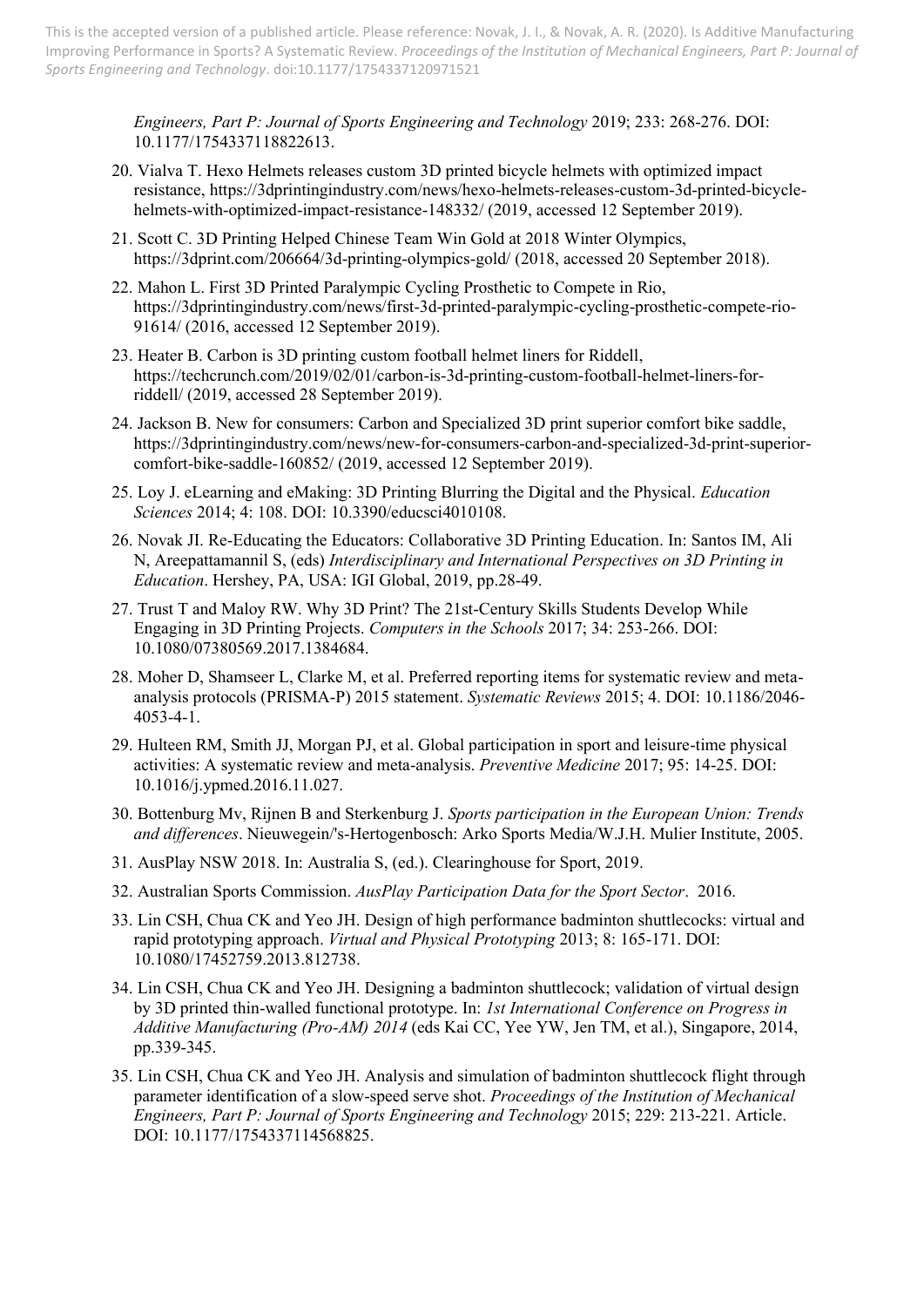*Engineers, Part P: Journal of Sports Engineering and Technology* 2019; 233: 268-276. DOI: 10.1177/1754337118822613.

20. Vialva T. Hexo Helmets releases custom 3D printed bicycle helmets with optimized impact resistance, https://3dprintingindustry.com/news/hexo-helmets-releases-custom-3d-printed-bicycle-helmets-with-optimized-impact-resistance-148332/ (2019, accessed 12 September 2019).

21. Scott C. 3D Printing Helped Chinese Team Win Gold at 2018 Winter Olympics, https://3dprint.com/206664/3d-printing-olympics-gold/ (2018, accessed 20 September 2018).

22. Mahon L. First 3D Printed Paralympic Cycling Prosthetic to Compete in Rio, https://3dprintingindustry.com/news/first-3d-printed-paralympic-cycling-prosthetic-compete-rio-91614/ (2016, accessed 12 September 2019).

23. Heater B. Carbon is 3D printing custom football helmet liners for Riddell, https://techcrunch.com/2019/02/01/carbon-is-3d-printing-custom-football-helmet-liners-for-riddell/ (2019, accessed 28 September 2019).

24. Jackson B. New for consumers: Carbon and Specialized 3D print superior comfort bike saddle, https://3dprintingindustry.com/news/new-for-consumers-carbon-and-specialized-3d-print-superior-comfort-bike-saddle-160852/ (2019, accessed 12 September 2019).

25. Loy J. eLearning and eMaking: 3D Printing Blurring the Digital and the Physical. *Education Sciences* 2014; 4: 108. DOI: 10.3390/educsci4010108.

26. Novak JI. Re-Educating the Educators: Collaborative 3D Printing Education. In: Santos IM, Ali N, Areepattamannil S, (eds) *Interdisciplinary and International Perspectives on 3D Printing in Education*. Hershey, PA, USA: IGI Global, 2019, pp.28-49.

27. Trust T and Maloy RW. Why 3D Print? The 21st-Century Skills Students Develop While Engaging in 3D Printing Projects. *Computers in the Schools* 2017; 34: 253-266. DOI: 10.1080/07380569.2017.1384684.

28. Moher D, Shamseer L, Clarke M, et al. Preferred reporting items for systematic review and meta-analysis protocols (PRISMA-P) 2015 statement. *Systematic Reviews* 2015; 4. DOI: 10.1186/2046-4053-4-1.

29. Hulteen RM, Smith JJ, Morgan PJ, et al. Global participation in sport and leisure-time physical activities: A systematic review and meta-analysis. *Preventive Medicine* 2017; 95: 14-25. DOI: 10.1016/j.ypmed.2016.11.027.

30. Bottenburg Mv, Rijnen B and Sterkenburg J. *Sports participation in the European Union: Trends and differences*. Nieuwegein/'s-Hertogenbosch: Arko Sports Media/W.J.H. Mulier Institute, 2005.

31. AusPlay NSW 2018. In: Australia S, (ed.). Clearinghouse for Sport, 2019.

32. Australian Sports Commission. *AusPlay Participation Data for the Sport Sector*. 2016.

33. Lin CSH, Chua CK and Yeo JH. Design of high performance badminton shuttlecocks: virtual and rapid prototyping approach. *Virtual and Physical Prototyping* 2013; 8: 165-171. DOI: 10.1080/17452759.2013.812738.

34. Lin CSH, Chua CK and Yeo JH. Designing a badminton shuttlecock; validation of virtual design by 3D printed thin-walled functional prototype. In: *1st International Conference on Progress in Additive Manufacturing (Pro-AM) 2014* (eds Kai CC, Yee YW, Jen TM, et al.), Singapore, 2014, pp.339-345.

35. Lin CSH, Chua CK and Yeo JH. Analysis and simulation of badminton shuttlecock flight through parameter identification of a slow-speed serve shot. *Proceedings of the Institution of Mechanical Engineers, Part P: Journal of Sports Engineering and Technology* 2015; 229: 213-221. Article. DOI: 10.1177/1754337114568825.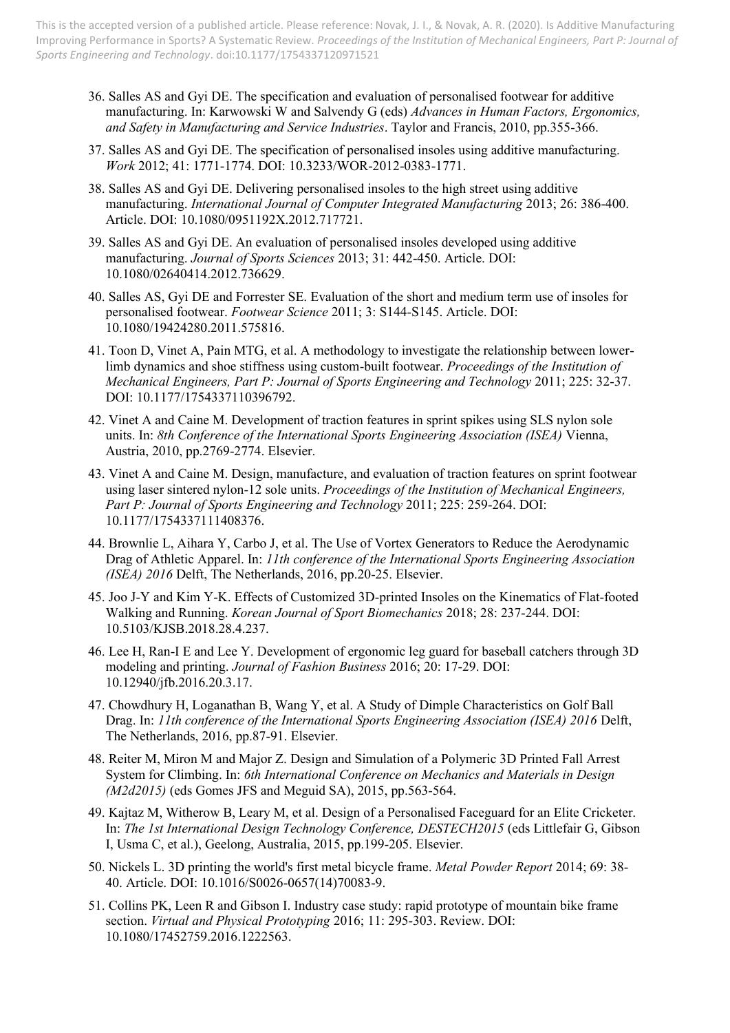36. Salles AS and Gyi DE. The specification and evaluation of personalised footwear for additive manufacturing. In: Karwowski W and Salvendy G (eds) *Advances in Human Factors, Ergonomics, and Safety in Manufacturing and Service Industries*. Taylor and Francis, 2010, pp.355-366.

37. Salles AS and Gyi DE. The specification of personalised insoles using additive manufacturing. *Work* 2012; 41: 1771-1774. DOI: 10.3233/WOR-2012-0383-1771.

38. Salles AS and Gyi DE. Delivering personalised insoles to the high street using additive manufacturing. *International Journal of Computer Integrated Manufacturing* 2013; 26: 386-400. Article. DOI: 10.1080/0951192X.2012.717721.

39. Salles AS and Gyi DE. An evaluation of personalised insoles developed using additive manufacturing. *Journal of Sports Sciences* 2013; 31: 442-450. Article. DOI: 10.1080/02640414.2012.736629.

40. Salles AS, Gyi DE and Forrester SE. Evaluation of the short and medium term use of insoles for personalised footwear. *Footwear Science* 2011; 3: S144-S145. Article. DOI: 10.1080/19424280.2011.575816.

41. Toon D, Vinet A, Pain MTG, et al. A methodology to investigate the relationship between lower-limb dynamics and shoe stiffness using custom-built footwear. *Proceedings of the Institution of Mechanical Engineers, Part P: Journal of Sports Engineering and Technology* 2011; 225: 32-37. DOI: 10.1177/1754337110396792.

42. Vinet A and Caine M. Development of traction features in sprint spikes using SLS nylon sole units. In: *8th Conference of the International Sports Engineering Association (ISEA)* Vienna, Austria, 2010, pp.2769-2774. Elsevier.

43. Vinet A and Caine M. Design, manufacture, and evaluation of traction features on sprint footwear using laser sintered nylon-12 sole units. *Proceedings of the Institution of Mechanical Engineers, Part P: Journal of Sports Engineering and Technology* 2011; 225: 259-264. DOI: 10.1177/1754337111408376.

44. Brownlie L, Aihara Y, Carbo J, et al. The Use of Vortex Generators to Reduce the Aerodynamic Drag of Athletic Apparel. In: *11th conference of the International Sports Engineering Association (ISEA) 2016* Delft, The Netherlands, 2016, pp.20-25. Elsevier.

45. Joo J-Y and Kim Y-K. Effects of Customized 3D-printed Insoles on the Kinematics of Flat-footed Walking and Running. *Korean Journal of Sport Biomechanics* 2018; 28: 237-244. DOI: 10.5103/KJSB.2018.28.4.237.

46. Lee H, Ran-I E and Lee Y. Development of ergonomic leg guard for baseball catchers through 3D modeling and printing. *Journal of Fashion Business* 2016; 20: 17-29. DOI: 10.12940/jfb.2016.20.3.17.

47. Chowdhury H, Loganathan B, Wang Y, et al. A Study of Dimple Characteristics on Golf Ball Drag. In: *11th conference of the International Sports Engineering Association (ISEA) 2016* Delft, The Netherlands, 2016, pp.87-91. Elsevier.

48. Reiter M, Miron M and Major Z. Design and Simulation of a Polymeric 3D Printed Fall Arrest System for Climbing. In: *6th International Conference on Mechanics and Materials in Design (M2d2015)* (eds Gomes JFS and Meguid SA), 2015, pp.563-564.

49. Kajtaz M, Witherow B, Leary M, et al. Design of a Personalised Faceguard for an Elite Cricketer. In: *The 1st International Design Technology Conference, DESTECH2015* (eds Littlefair G, Gibson I, Usma C, et al.), Geelong, Australia, 2015, pp.199-205. Elsevier.

50. Nickels L. 3D printing the world's first metal bicycle frame. *Metal Powder Report* 2014; 69: 38-40. Article. DOI: 10.1016/S0026-0657(14)70083-9.

51. Collins PK, Leen R and Gibson I. Industry case study: rapid prototype of mountain bike frame section. *Virtual and Physical Prototyping* 2016; 11: 295-303. Review. DOI: 10.1080/17452759.2016.1222563.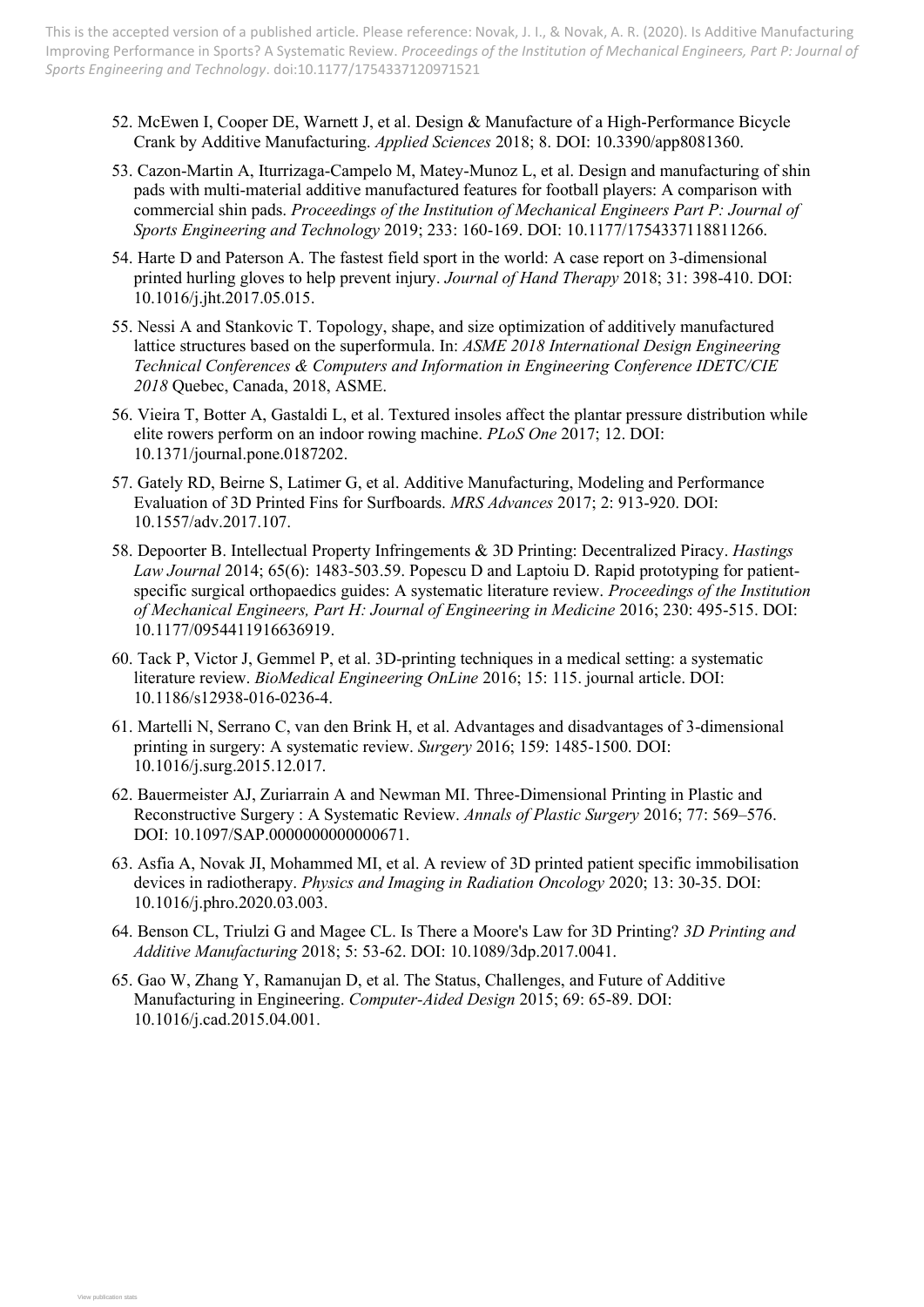52. McEwen I, Cooper DE, Warnett J, et al. Design & Manufacture of a High-Performance Bicycle Crank by Additive Manufacturing. *Applied Sciences* 2018; 8. DOI: 10.3390/app8081360.

53. Cazon-Martin A, Iturrizaga-Campelo M, Matey-Munoz L, et al. Design and manufacturing of shin pads with multi-material additive manufactured features for football players: A comparison with commercial shin pads. *Proceedings of the Institution of Mechanical Engineers Part P: Journal of Sports Engineering and Technology* 2019; 233: 160-169. DOI: 10.1177/1754337118811266.

54. Harte D and Paterson A. The fastest field sport in the world: A case report on 3-dimensional printed hurling gloves to help prevent injury. *Journal of Hand Therapy* 2018; 31: 398-410. DOI: 10.1016/j.jht.2017.05.015.

55. Nessi A and Stankovic T. Topology, shape, and size optimization of additively manufactured lattice structures based on the superformula. In: *ASME 2018 International Design Engineering Technical Conferences & Computers and Information in Engineering Conference IDETC/CIE 2018* Quebec, Canada, 2018, ASME.

56. Vieira T, Botter A, Gastaldi L, et al. Textured insoles affect the plantar pressure distribution while elite rowers perform on an indoor rowing machine. *PLoS One* 2017; 12. DOI: 10.1371/journal.pone.0187202.

57. Gately RD, Beirne S, Latimer G, et al. Additive Manufacturing, Modeling and Performance Evaluation of 3D Printed Fins for Surfboards. *MRS Advances* 2017; 2: 913-920. DOI: 10.1557/adv.2017.107.

58. Depoorter B. Intellectual Property Infringements & 3D Printing: Decentralized Piracy. *Hastings Law Journal* 2014; 65(6): 1483-503.59. Popescu D and Laptoiu D. Rapid prototyping for patient-specific surgical orthopaedics guides: A systematic literature review. *Proceedings of the Institution of Mechanical Engineers, Part H: Journal of Engineering in Medicine* 2016; 230: 495-515. DOI: 10.1177/0954411916636919.

60. Tack P, Victor J, Gemmel P, et al. 3D-printing techniques in a medical setting: a systematic literature review. *BioMedical Engineering OnLine* 2016; 15: 115. journal article. DOI: 10.1186/s12938-016-0236-4.

61. Martelli N, Serrano C, van den Brink H, et al. Advantages and disadvantages of 3-dimensional printing in surgery: A systematic review. *Surgery* 2016; 159: 1485-1500. DOI: 10.1016/j.surg.2015.12.017.

62. Bauermeister AJ, Zuriarrain A and Newman MI. Three-Dimensional Printing in Plastic and Reconstructive Surgery : A Systematic Review. *Annals of Plastic Surgery* 2016; 77: 569–576. DOI: 10.1097/SAP.0000000000000671.

63. Asfia A, Novak JI, Mohammed MI, et al. A review of 3D printed patient specific immobilisation devices in radiotherapy. *Physics and Imaging in Radiation Oncology* 2020; 13: 30-35. DOI: 10.1016/j.phro.2020.03.003.

64. Benson CL, Triulzi G and Magee CL. Is There a Moore's Law for 3D Printing? *3D Printing and Additive Manufacturing* 2018; 5: 53-62. DOI: 10.1089/3dp.2017.0041.

65. Gao W, Zhang Y, Ramanujan D, et al. The Status, Challenges, and Future of Additive Manufacturing in Engineering. *Computer-Aided Design* 2015; 69: 65-89. DOI: 10.1016/j.cad.2015.04.001.